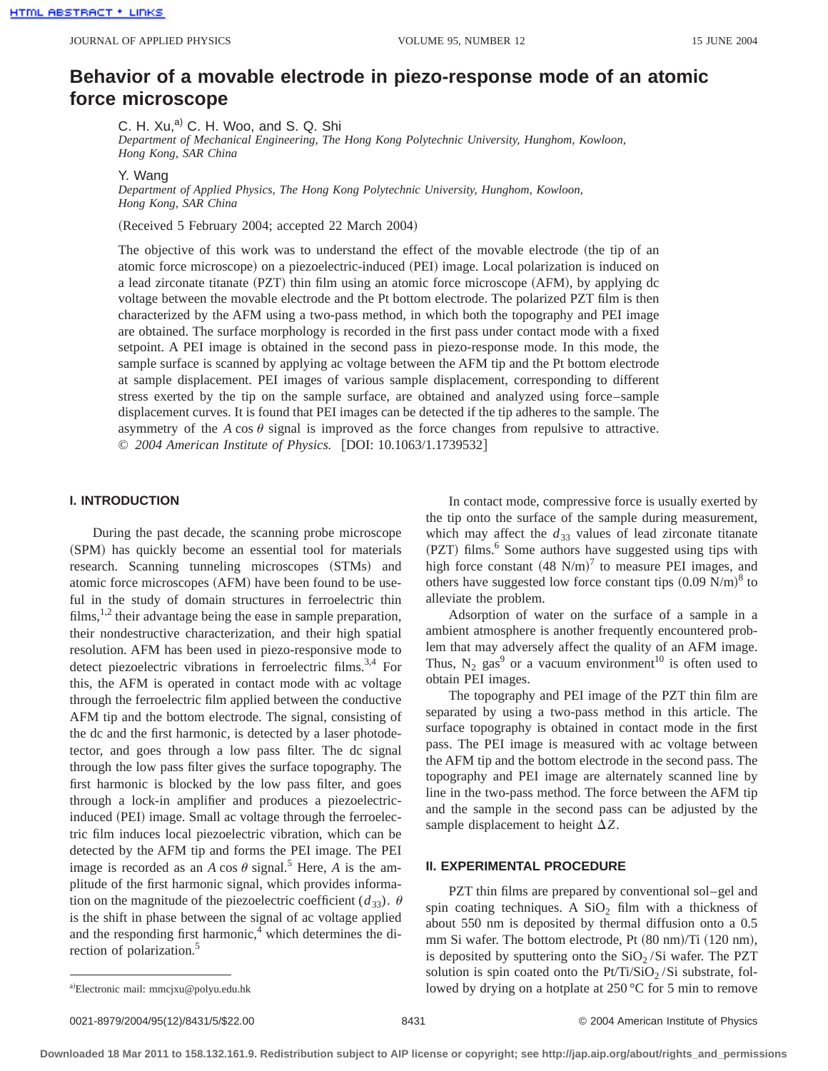# Behavior of a movable electrode in piezo-response mode of an atomic force microscope

C. H. Xu,[a] C. H. Woo, and S. Q. Shi

*Department of Mechanical Engineering, The Hong Kong Polytechnic University, Hunghom, Kowloon, Hong Kong, SAR China*

Y. Wang

*Department of Applied Physics, The Hong Kong Polytechnic University, Hunghom, Kowloon, Hong Kong, SAR China*

(Received 5 February 2004; accepted 22 March 2004)

The objective of this work was to understand the effect of the movable electrode (the tip of an atomic force microscope) on a piezoelectric-induced (PEI) image. Local polarization is induced on a lead zirconate titanate (PZT) thin film using an atomic force microscope (AFM), by applying dc voltage between the movable electrode and the Pt bottom electrode. The polarized PZT film is then characterized by the AFM using a two-pass method, in which both the topography and PEI image are obtained. The surface morphology is recorded in the first pass under contact mode with a fixed setpoint. A PEI image is obtained in the second pass in piezo-response mode. In this mode, the sample surface is scanned by applying ac voltage between the AFM tip and the Pt bottom electrode at sample displacement. PEI images of various sample displacement, corresponding to different stress exerted by the tip on the sample surface, are obtained and analyzed using force–sample displacement curves. It is found that PEI images can be detected if the tip adheres to the sample. The asymmetry of the $A\cos\theta$ signal is improved as the force changes from repulsive to attractive. © *2004 American Institute of Physics.* [DOI: 10.1063/1.1739532]

## I. INTRODUCTION

During the past decade, the scanning probe microscope (SPM) has quickly become an essential tool for materials research. Scanning tunneling microscopes (STMs) and atomic force microscopes (AFM) have been found to be useful in the study of domain structures in ferroelectric thin films,[1,2] their advantage being the ease in sample preparation, their nondestructive characterization, and their high spatial resolution. AFM has been used in piezo-responsive mode to detect piezoelectric vibrations in ferroelectric films.[3,4] For this, the AFM is operated in contact mode with ac voltage through the ferroelectric film applied between the conductive AFM tip and the bottom electrode. The signal, consisting of the dc and the first harmonic, is detected by a laser photodetector, and goes through a low pass filter. The dc signal through the low pass filter gives the surface topography. The first harmonic is blocked by the low pass filter, and goes through a lock-in amplifier and produces a piezoelectric-induced (PEI) image. Small ac voltage through the ferroelectric film induces local piezoelectric vibration, which can be detected by the AFM tip and forms the PEI image. The PEI image is recorded as an $A\cos\theta$ signal.[5] Here, $A$ is the amplitude of the first harmonic signal, which provides information on the magnitude of the piezoelectric coefficient ($d_{33}$). $\theta$ is the shift in phase between the signal of ac voltage applied and the responding first harmonic,[4] which determines the direction of polarization.[5]

In contact mode, compressive force is usually exerted by the tip onto the surface of the sample during measurement, which may affect the $d_{33}$ values of lead zirconate titanate (PZT) films.[6] Some authors have suggested using tips with high force constant (48 N/m)[7] to measure PEI images, and others have suggested low force constant tips (0.09 N/m)[8] to alleviate the problem.

Adsorption of water on the surface of a sample in a ambient atmosphere is another frequently encountered problem that may adversely affect the quality of an AFM image. Thus, $N_2$ gas[9] or a vacuum environment[10] is often used to obtain PEI images.

The topography and PEI image of the PZT thin film are separated by using a two-pass method in this article. The surface topography is obtained in contact mode in the first pass. The PEI image is measured with ac voltage between the AFM tip and the bottom electrode in the second pass. The topography and PEI image are alternately scanned line by line in the two-pass method. The force between the AFM tip and the sample in the second pass can be adjusted by the sample displacement to height $\Delta Z$.

## II. EXPERIMENTAL PROCEDURE

PZT thin films are prepared by conventional sol–gel and spin coating techniques. A $SiO_2$ film with a thickness of about 550 nm is deposited by thermal diffusion onto a 0.5 mm Si wafer. The bottom electrode, Pt (80 nm)/Ti (120 nm), is deposited by sputtering onto the $SiO_2$/Si wafer. The PZT solution is spin coated onto the Pt/Ti/$SiO_2$/Si substrate, followed by drying on a hotplate at 250 °C for 5 min to remove

[a] Electronic mail: mmcjxu@polyu.edu.hk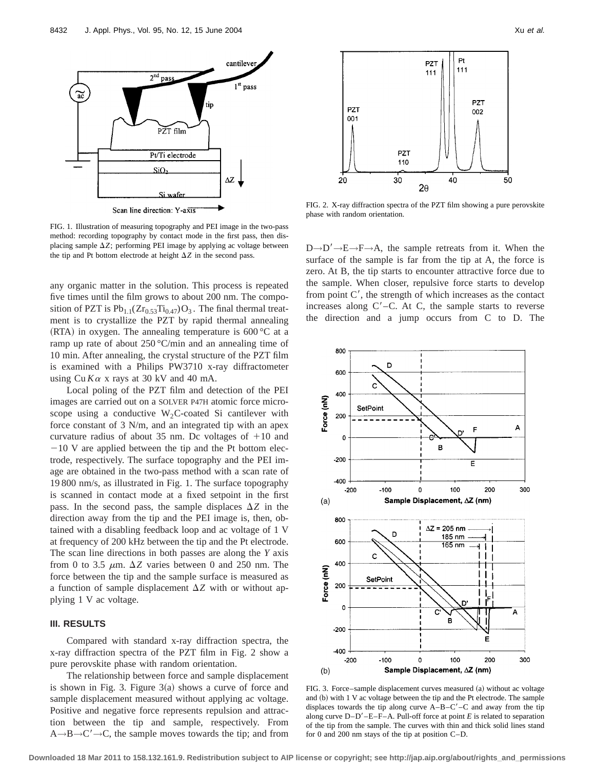FIG. 1. Illustration of measuring topography and PEI image in the two-pass method: recording topography by contact mode in the first pass, then displacing sample $\Delta Z$; performing PEI image by applying ac voltage between the tip and Pt bottom electrode at height $\Delta Z$ in the second pass.

any organic matter in the solution. This process is repeated five times until the film grows to about 200 nm. The composition of PZT is $Pb_{1.1}(Zr_{0.53}Ti_{0.47})O_3$. The final thermal treatment is to crystallize the PZT by rapid thermal annealing (RTA) in oxygen. The annealing temperature is 600 °C at a ramp up rate of about 250 °C/min and an annealing time of 10 min. After annealing, the crystal structure of the PZT film is examined with a Philips PW3710 x-ray diffractometer using Cu $K\alpha$ x rays at 30 kV and 40 mA.

Local poling of the PZT film and detection of the PEI images are carried out on a SOLVER P47H atomic force microscope using a conductive $W_2C$-coated Si cantilever with force constant of 3 N/m, and an integrated tip with an apex curvature radius of about 35 nm. Dc voltages of +10 and −10 V are applied between the tip and the Pt bottom electrode, respectively. The surface topography and the PEI image are obtained in the two-pass method with a scan rate of 19 800 nm/s, as illustrated in Fig. 1. The surface topography is scanned in contact mode at a fixed setpoint in the first pass. In the second pass, the sample displaces $\Delta Z$ in the direction away from the tip and the PEI image is, then, obtained with a disabling feedback loop and ac voltage of 1 V at frequency of 200 kHz between the tip and the Pt electrode. The scan line directions in both passes are along the $Y$ axis from 0 to 3.5 $\mu$m. $\Delta Z$ varies between 0 and 250 nm. The force between the tip and the sample surface is measured as a function of sample displacement $\Delta Z$ with or without applying 1 V ac voltage.

### III. RESULTS

Compared with standard x-ray diffraction spectra, the x-ray diffraction spectra of the PZT film in Fig. 2 show a pure perovskite phase with random orientation.

The relationship between force and sample displacement is shown in Fig. 3. Figure 3(a) shows a curve of force and sample displacement measured without applying ac voltage. Positive and negative force represents repulsion and attraction between the tip and sample, respectively. From A→B→C′→C, the sample moves towards the tip; and from D→D′→E→F→A, the sample retreats from it. When the surface of the sample is far from the tip at A, the force is zero. At B, the tip starts to encounter attractive force due to the sample. When closer, repulsive force starts to develop from point C′, the strength of which increases as the contact increases along C′–C. At C, the sample starts to reverse the direction and a jump occurs from C to D. The

FIG. 2. X-ray diffraction spectra of the PZT film showing a pure perovskite phase with random orientation.

FIG. 3. Force–sample displacement curves measured (a) without ac voltage and (b) with 1 V ac voltage between the tip and the Pt electrode. The sample displaces towards the tip along curve A–B–C′–C and away from the tip along curve D–D′–E–F–A. Pull-off force at point $E$ is related to separation of the tip from the sample. The curves with thin and thick solid lines stand for 0 and 200 ns stays of the tip at position C–D.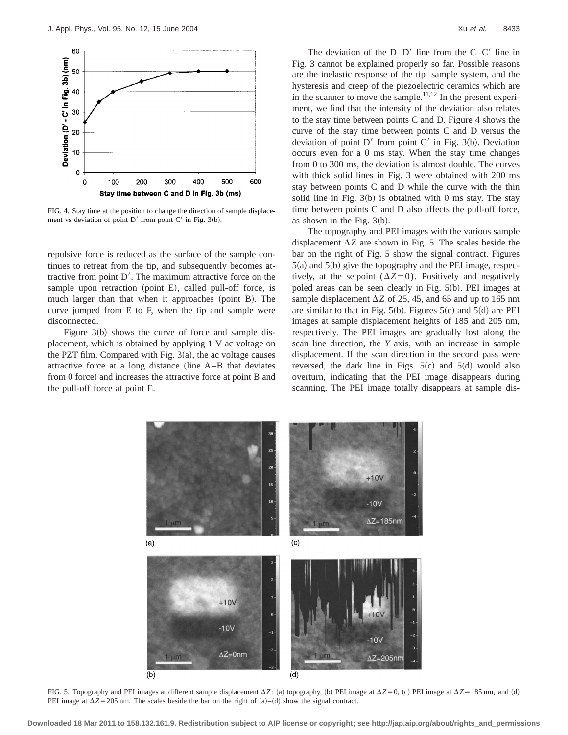FIG. 4. Stay time at the position to change the direction of sample displacement vs deviation of point D′ from point C′ in Fig. 3(b).

repulsive force is reduced as the surface of the sample continues to retreat from the tip, and subsequently becomes attractive from point D′. The maximum attractive force on the sample upon retraction (point E), called pull-off force, is much larger than that when it approaches (point B). The curve jumped from E to F, when the tip and sample were disconnected.

Figure 3(b) shows the curve of force and sample displacement, which is obtained by applying 1 V ac voltage on the PZT film. Compared with Fig. 3(a), the ac voltage causes attractive force at a long distance (line A–B that deviates from 0 force) and increases the attractive force at point B and the pull-off force at point E.

The deviation of the D–D′ line from the C–C′ line in Fig. 3 cannot be explained properly so far. Possible reasons are the inelastic response of the tip–sample system, and the hysteresis and creep of the piezoelectric ceramics which are in the scanner to move the sample.[11,12] In the present experiment, we find that the intensity of the deviation also relates to the stay time between points C and D. Figure 4 shows the curve of the stay time between points C and D versus the deviation of point D′ from point C′ in Fig. 3(b). Deviation occurs even for a 0 ms stay. When the stay time changes from 0 to 300 ms, the deviation is almost double. The curves with thick solid lines in Fig. 3 were obtained with 200 ms stay between points C and D while the curve with the thin solid line in Fig. 3(b) is obtained with 0 ms stay. The stay time between points C and D also affects the pull-off force, as shown in the Fig. 3(b).

The topography and PEI images with the various sample displacement $\Delta Z$ are shown in Fig. 5. The scales beside the bar on the right of Fig. 5 show the signal contract. Figures 5(a) and 5(b) give the topography and the PEI image, respectively, at the setpoint ($\Delta Z=0$). Positively and negatively poled areas can be seen clearly in Fig. 5(b). PEI images at sample displacement $\Delta Z$ of 25, 45, and 65 and up to 165 nm are similar to that in Fig. 5(b). Figures 5(c) and 5(d) are PEI images at sample displacement heights of 185 and 205 nm, respectively. The PEI images are gradually lost along the scan line direction, the *Y* axis, with an increase in sample displacement. If the scan direction in the second pass were reversed, the dark line in Figs. 5(c) and 5(d) would also overturn, indicating that the PEI image disappears during scanning. The PEI image totally disappears at sample dis-

FIG. 5. Topography and PEI images at different sample displacement $\Delta Z$: (a) topography, (b) PEI image at $\Delta Z=0$, (c) PEI image at $\Delta Z=185$ nm, and (d) PEI image at $\Delta Z=205$ nm. The scales beside the bar on the right of (a)–(d) show the signal contract.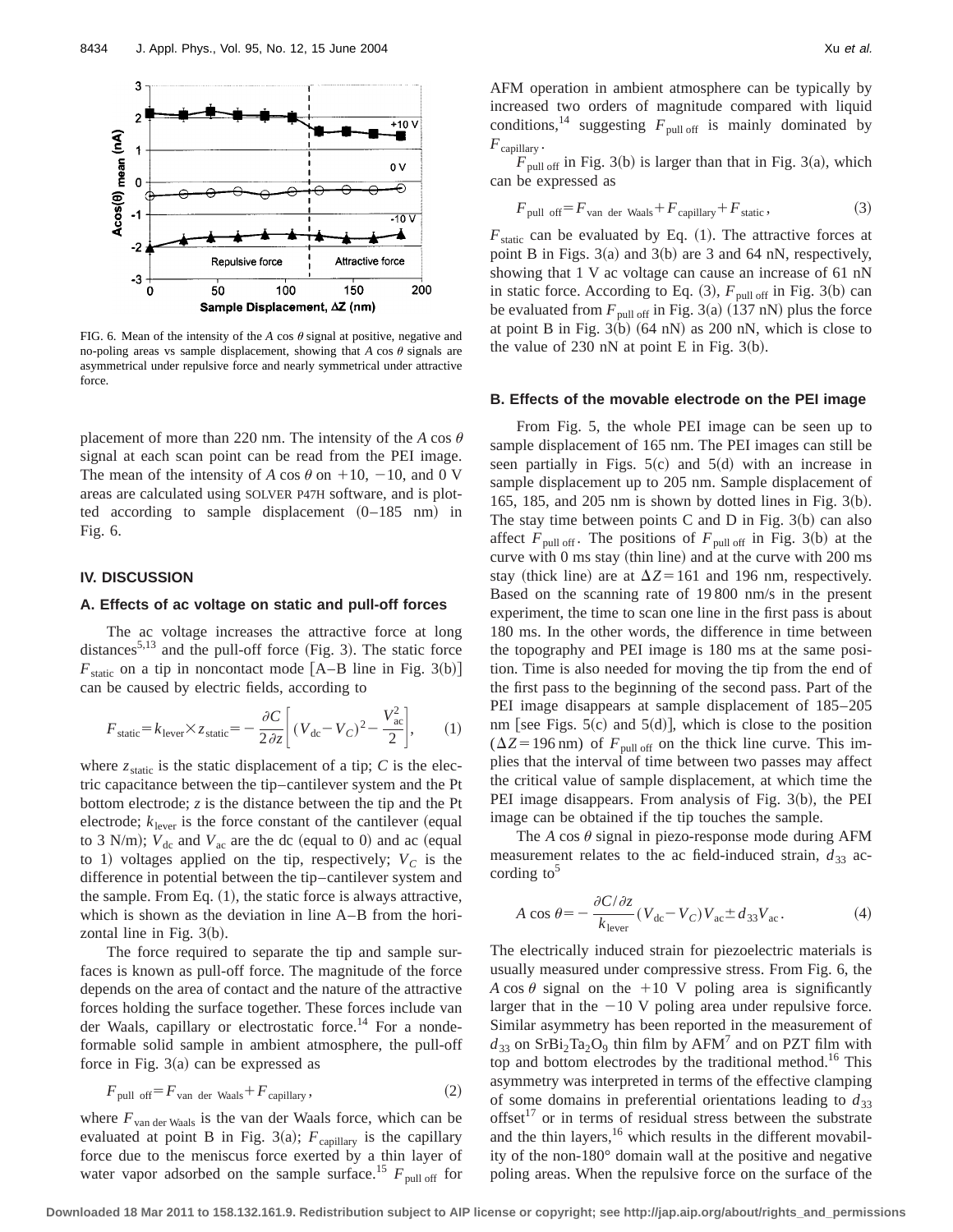FIG. 6. Mean of the intensity of the $A\cos\theta$ signal at positive, negative and no-poling areas vs sample displacement, showing that $A\cos\theta$ signals are asymmetrical under repulsive force and nearly symmetrical under attractive force.

placement of more than 220 nm. The intensity of the $A\cos\theta$ signal at each scan point can be read from the PEI image. The mean of the intensity of $A\cos\theta$ on +10, −10, and 0 V areas are calculated using SOLVER P47H software, and is plotted according to sample displacement (0–185 nm) in Fig. 6.

## IV. DISCUSSION

### A. Effects of ac voltage on static and pull-off forces

The ac voltage increases the attractive force at long distances[5,13] and the pull-off force (Fig. 3). The static force $F_{\text{static}}$ on a tip in noncontact mode [A–B line in Fig. 3(b)] can be caused by electric fields, according to

$$F_{\text{static}} = k_{\text{lever}} \times z_{\text{static}} = -\frac{\partial C}{2\partial z}\left[(V_{\text{dc}} - V_C)^2 - \frac{V_{\text{ac}}^2}{2}\right], \qquad (1)$$

where $z_{\text{static}}$ is the static displacement of a tip; $C$ is the electric capacitance between the tip–cantilever system and the Pt bottom electrode; $z$ is the distance between the tip and the Pt electrode; $k_{\text{lever}}$ is the force constant of the cantilever (equal to 3 N/m); $V_{\text{dc}}$ and $V_{\text{ac}}$ are the dc (equal to 0) and ac (equal to 1) voltages applied on the tip, respectively; $V_C$ is the difference in potential between the tip–cantilever system and the sample. From Eq. (1), the static force is always attractive, which is shown as the deviation in line A–B from the horizontal line in Fig. 3(b).

The force required to separate the tip and sample surfaces is known as pull-off force. The magnitude of the force depends on the area of contact and the nature of the attractive forces holding the surface together. These forces include van der Waals, capillary or electrostatic force.[14] For a nondeformable solid sample in ambient atmosphere, the pull-off force in Fig. 3(a) can be expressed as

$$F_{\text{pull off}} = F_{\text{van der Waals}} + F_{\text{capillary}}, \qquad (2)$$

where $F_{\text{van der Waals}}$ is the van der Waals force, which can be evaluated at point B in Fig. 3(a); $F_{\text{capillary}}$ is the capillary force due to the meniscus force exerted by a thin layer of water vapor adsorbed on the sample surface.[15] $F_{\text{pull off}}$ for AFM operation in ambient atmosphere can be typically by increased two orders of magnitude compared with liquid conditions,[14] suggesting $F_{\text{pull off}}$ is mainly dominated by $F_{\text{capillary}}$.

$F_{\text{pull off}}$ in Fig. 3(b) is larger than that in Fig. 3(a), which can be expressed as

$$F_{\text{pull off}} = F_{\text{van der Waals}} + F_{\text{capillary}} + F_{\text{static}}, \qquad (3)$$

$F_{\text{static}}$ can be evaluated by Eq. (1). The attractive forces at point B in Figs. 3(a) and 3(b) are 3 and 64 nN, respectively, showing that 1 V ac voltage can cause an increase of 61 nN in static force. According to Eq. (3), $F_{\text{pull off}}$ in Fig. 3(b) can be evaluated from $F_{\text{pull off}}$ in Fig. 3(a) (137 nN) plus the force at point B in Fig. 3(b) (64 nN) as 200 nN, which is close to the value of 230 nN at point E in Fig. 3(b).

### B. Effects of the movable electrode on the PEI image

From Fig. 5, the whole PEI image can be seen up to sample displacement of 165 nm. The PEI images can still be seen partially in Figs. 5(c) and 5(d) with an increase in sample displacement up to 205 nm. Sample displacement of 165, 185, and 205 nm is shown by dotted lines in Fig. 3(b). The stay time between points C and D in Fig. 3(b) can also affect $F_{\text{pull off}}$. The positions of $F_{\text{pull off}}$ in Fig. 3(b) at the curve with 0 ms stay (thin line) and at the curve with 200 ms stay (thick line) are at $\Delta Z = 161$ and 196 nm, respectively. Based on the scanning rate of 19 800 nm/s in the present experiment, the time to scan one line in the first pass is about 180 ms. In the other words, the difference in time between the topography and PEI image is 180 ms at the same position. Time is also needed for moving the tip from the end of the first pass to the beginning of the second pass. Part of the PEI image disappears at sample displacement of 185–205 nm [see Figs. 5(c) and 5(d)], which is close to the position ($\Delta Z = 196$ nm) of $F_{\text{pull off}}$ on the thick line curve. This implies that the interval of time between two passes may affect the critical value of sample displacement, at which time the PEI image disappears. From analysis of Fig. 3(b), the PEI image can be obtained if the tip touches the sample.

The $A\cos\theta$ signal in piezo-response mode during AFM measurement relates to the ac field-induced strain, $d_{33}$ according to[5]

$$A\cos\theta = -\frac{\partial C/\partial z}{k_{\text{lever}}}(V_{\text{dc}} - V_C)V_{\text{ac}} \pm d_{33}V_{\text{ac}}. \qquad (4)$$

The electrically induced strain for piezoelectric materials is usually measured under compressive stress. From Fig. 6, the $A\cos\theta$ signal on the +10 V poling area is significantly larger that in the −10 V poling area under repulsive force. Similar asymmetry has been reported in the measurement of $d_{33}$ on $SrBi_2Ta_2O_9$ thin film by AFM[7] and on PZT film with top and bottom electrodes by the traditional method.[16] This asymmetry was interpreted in terms of the effective clamping of some domains in preferential orientations leading to $d_{33}$ offset[17] or in terms of residual stress between the substrate and the thin layers,[16] which results in the different movability of the non-180° domain wall at the positive and negative poling areas. When the repulsive force on the surface of the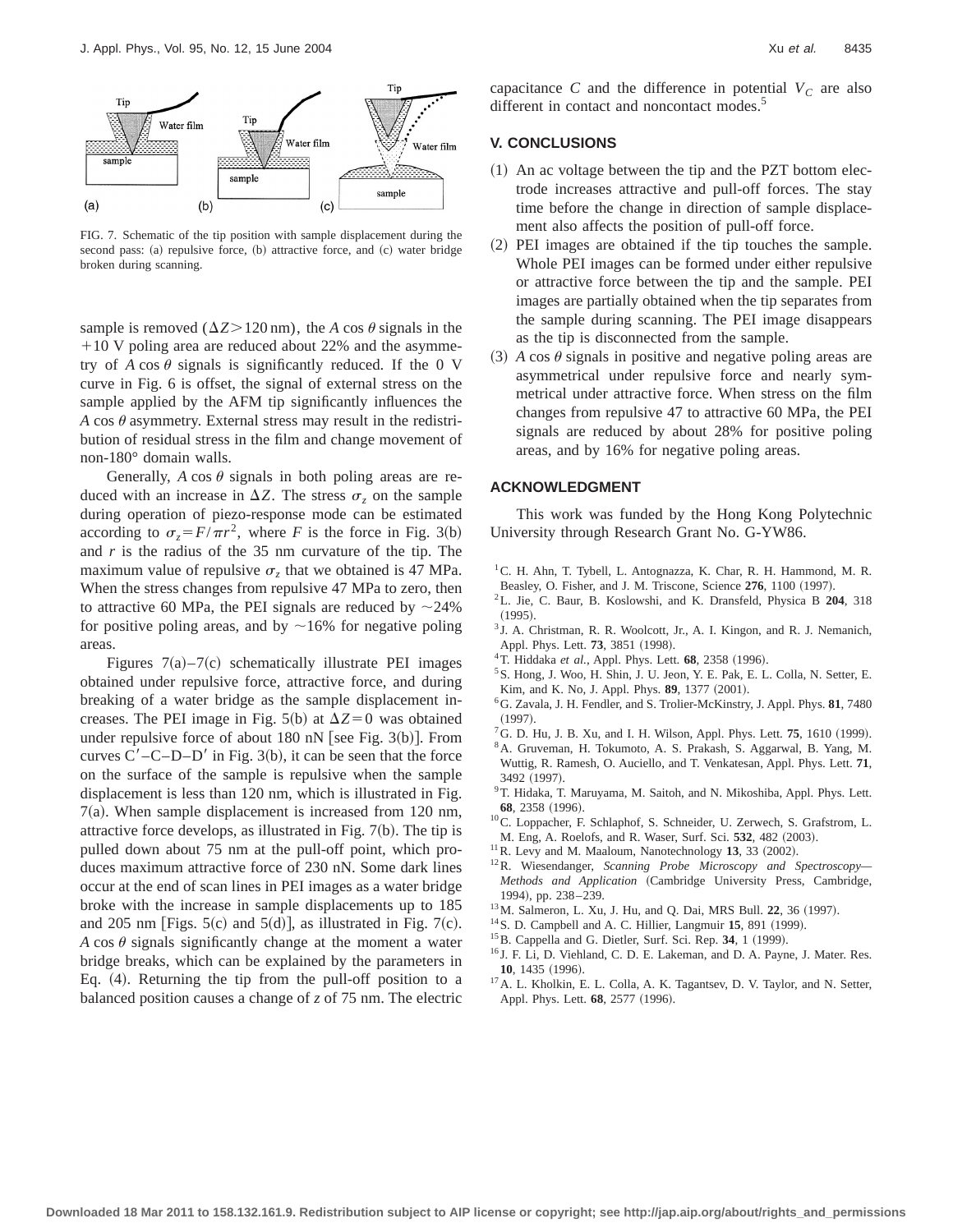Tip

Water film

sample

(a)

Tip

Water film

sample

(b)

Tip

Water film

sample

(c)

FIG. 7. Schematic of the tip position with sample displacement during the second pass: (a) repulsive force, (b) attractive force, and (c) water bridge broken during scanning.

sample is removed ($\Delta Z > 120$ nm), the $A \cos\theta$ signals in the +10 V poling area are reduced about 22% and the asymmetry of $A \cos\theta$ signals is significantly reduced. If the 0 V curve in Fig. 6 is offset, the signal of external stress on the sample applied by the AFM tip significantly influences the $A \cos\theta$ asymmetry. External stress may result in the redistribution of residual stress in the film and change movement of non-180° domain walls.

Generally, $A \cos\theta$ signals in both poling areas are reduced with an increase in $\Delta Z$. The stress $\sigma_z$ on the sample during operation of piezo-response mode can be estimated according to $\sigma_z = F/\pi r^2$, where $F$ is the force in Fig. 3(b) and $r$ is the radius of the 35 nm curvature of the tip. The maximum value of repulsive $\sigma_z$ that we obtained is 47 MPa. When the stress changes from repulsive 47 MPa to zero, then to attractive 60 MPa, the PEI signals are reduced by ~24% for positive poling areas, and by ~16% for negative poling areas.

Figures 7(a)–7(c) schematically illustrate PEI images obtained under repulsive force, attractive force, and during breaking of a water bridge as the sample displacement increases. The PEI image in Fig. 5(b) at $\Delta Z = 0$ was obtained under repulsive force of about 180 nN [see Fig. 3(b)]. From curves C′–C–D–D′ in Fig. 3(b), it can be seen that the force on the surface of the sample is repulsive when the sample displacement is less than 120 nm, which is illustrated in Fig. 7(a). When sample displacement is increased from 120 nm, attractive force develops, as illustrated in Fig. 7(b). The tip is pulled down about 75 nm at the pull-off point, which produces maximum attractive force of 230 nN. Some dark lines occur at the end of scan lines in PEI images as a water bridge broke with the increase in sample displacements up to 185 and 205 nm [Figs. 5(c) and 5(d)], as illustrated in Fig. 7(c). $A \cos\theta$ signals significantly change at the moment a water bridge breaks, which can be explained by the parameters in Eq. (4). Returning the tip from the pull-off position to a balanced position causes a change of $z$ of 75 nm. The electric capacitance $C$ and the difference in potential $V_C$ are also different in contact and noncontact modes.[5]

## V. CONCLUSIONS

(1) An ac voltage between the tip and the PZT bottom electrode increases attractive and pull-off forces. The stay time before the change in direction of sample displacement also affects the position of pull-off force.

(2) PEI images are obtained if the tip touches the sample. Whole PEI images can be formed under either repulsive or attractive force between the tip and the sample. PEI images are partially obtained when the tip separates from the sample during scanning. The PEI image disappears as the tip is disconnected from the sample.

(3) $A \cos\theta$ signals in positive and negative poling areas are asymmetrical under repulsive force and nearly symmetrical under attractive force. When stress on the film changes from repulsive 47 to attractive 60 MPa, the PEI signals are reduced by about 28% for positive poling areas, and by 16% for negative poling areas.

## ACKNOWLEDGMENT

This work was funded by the Hong Kong Polytechnic University through Research Grant No. G-YW86.

[1] C. H. Ahn, T. Tybell, L. Antognazza, K. Char, R. H. Hammond, M. R. Beasley, O. Fisher, and J. M. Triscone, Science **276**, 1100 (1997).
[2] L. Jie, C. Baur, B. Koslowshi, and K. Dransfeld, Physica B **204**, 318 (1995).
[3] J. A. Christman, R. R. Woolcott, Jr., A. I. Kingon, and R. J. Nemanich, Appl. Phys. Lett. **73**, 3851 (1998).
[4] T. Hiddaka *et al.*, Appl. Phys. Lett. **68**, 2358 (1996).
[5] S. Hong, J. Woo, H. Shin, J. U. Jeon, Y. E. Pak, E. L. Colla, N. Setter, E. Kim, and K. No, J. Appl. Phys. **89**, 1377 (2001).
[6] G. Zavala, J. H. Fendler, and S. Trolier-McKinstry, J. Appl. Phys. **81**, 7480 (1997).
[7] G. D. Hu, J. B. Xu, and I. H. Wilson, Appl. Phys. Lett. **75**, 1610 (1999).
[8] A. Gruveman, H. Tokumoto, A. S. Prakash, S. Aggarwal, B. Yang, M. Wuttig, R. Ramesh, O. Auciello, and T. Venkatesan, Appl. Phys. Lett. **71**, 3492 (1997).
[9] T. Hidaka, T. Maruyama, M. Saitoh, and N. Mikoshiba, Appl. Phys. Lett. **68**, 2358 (1996).
[10] C. Loppacher, F. Schlaphof, S. Schneider, U. Zerwech, S. Grafstrom, L. M. Eng, A. Roelofs, and R. Waser, Surf. Sci. **532**, 482 (2003).
[11] R. Levy and M. Maaloum, Nanotechnology **13**, 33 (2002).
[12] R. Wiesendanger, *Scanning Probe Microscopy and Spectroscopy—Methods and Application* (Cambridge University Press, Cambridge, 1994), pp. 238–239.
[13] M. Salmeron, L. Xu, J. Hu, and Q. Dai, MRS Bull. **22**, 36 (1997).
[14] S. D. Campbell and A. C. Hillier, Langmuir **15**, 891 (1999).
[15] B. Cappella and G. Dietler, Surf. Sci. Rep. **34**, 1 (1999).
[16] J. F. Li, D. Viehland, C. D. E. Lakeman, and D. A. Payne, J. Mater. Res. **10**, 1435 (1996).
[17] A. L. Kholkin, E. L. Colla, A. K. Tagantsev, D. V. Taylor, and N. Setter, Appl. Phys. Lett. **68**, 2577 (1996).